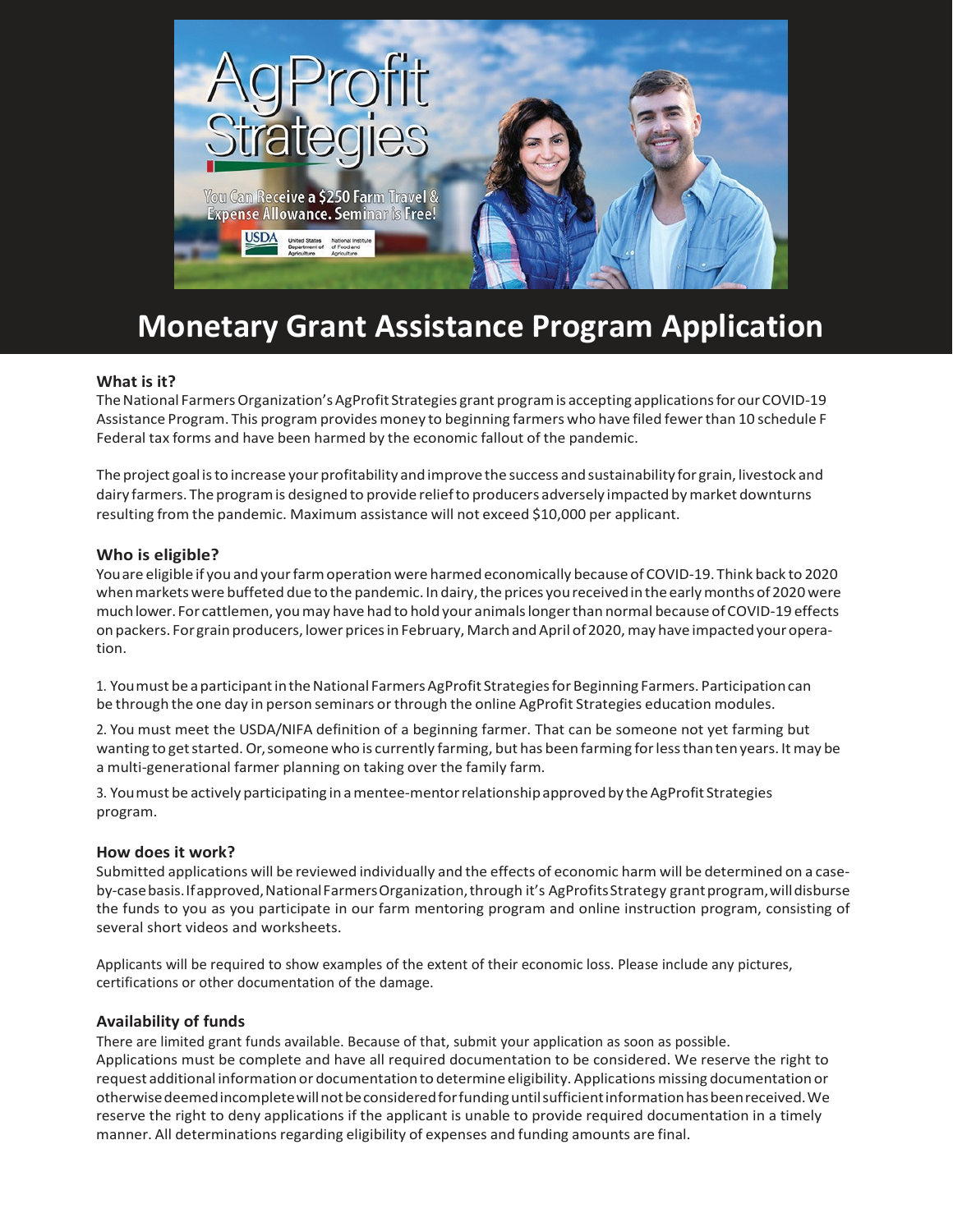# Monetary Grant Assistance Program Application

### What is it?

The National Farmers Organization's AgProfit Strategies grant program is accepting applications for our COVID-19 Assistance Program. This program provides money to beginning farmers who have filed fewer than 10 schedule F Federal tax forms and have been harmed by the economic fallout of the pandemic.

The project goal is to increase your profitability and improve the success and sustainability for grain, livestock and dairy farmers. The program is designed to provide relief to producers adversely impacted by market downturns resulting from the pandemic. Maximum assistance will not exceed $10,000 per applicant.

### Who is eligible?

You are eligible if you and your farm operation were harmed economically because of COVID-19. Think back to 2020 when markets were buffeted due to the pandemic. In dairy, the prices you received in the early months of 2020 were much lower. For cattlemen, you may have had to hold your animals longer than normal because of COVID-19 effects on packers. For grain producers, lower prices in February, March and April of 2020, may have impacted your operation.

1. You must be a participant in the National Farmers AgProfit Strategies for Beginning Farmers. Participation can be through the one day in person seminars or through the online AgProfit Strategies education modules.
2. You must meet the USDA/NIFA definition of a beginning farmer. That can be someone not yet farming but wanting to get started. Or, someone who is currently farming, but has been farming for less than ten years. It may be a multi-generational farmer planning on taking over the family farm.
3. You must be actively participating in a mentee-mentor relationship approved by the AgProfit Strategies program.

### How does it work?

Submitted applications will be reviewed individually and the effects of economic harm will be determined on a case-by-case basis. If approved, National Farmers Organization, through it's AgProfits Strategy grant program, will disburse the funds to you as you participate in our farm mentoring program and online instruction program, consisting of several short videos and worksheets.

Applicants will be required to show examples of the extent of their economic loss. Please include any pictures, certifications or other documentation of the damage.

### Availability of funds

There are limited grant funds available. Because of that, submit your application as soon as possible. Applications must be complete and have all required documentation to be considered. We reserve the right to request additional information or documentation to determine eligibility. Applications missing documentation or otherwise deemed incomplete will not be considered for funding until sufficient information has been received. We reserve the right to deny applications if the applicant is unable to provide required documentation in a timely manner. All determinations regarding eligibility of expenses and funding amounts are final.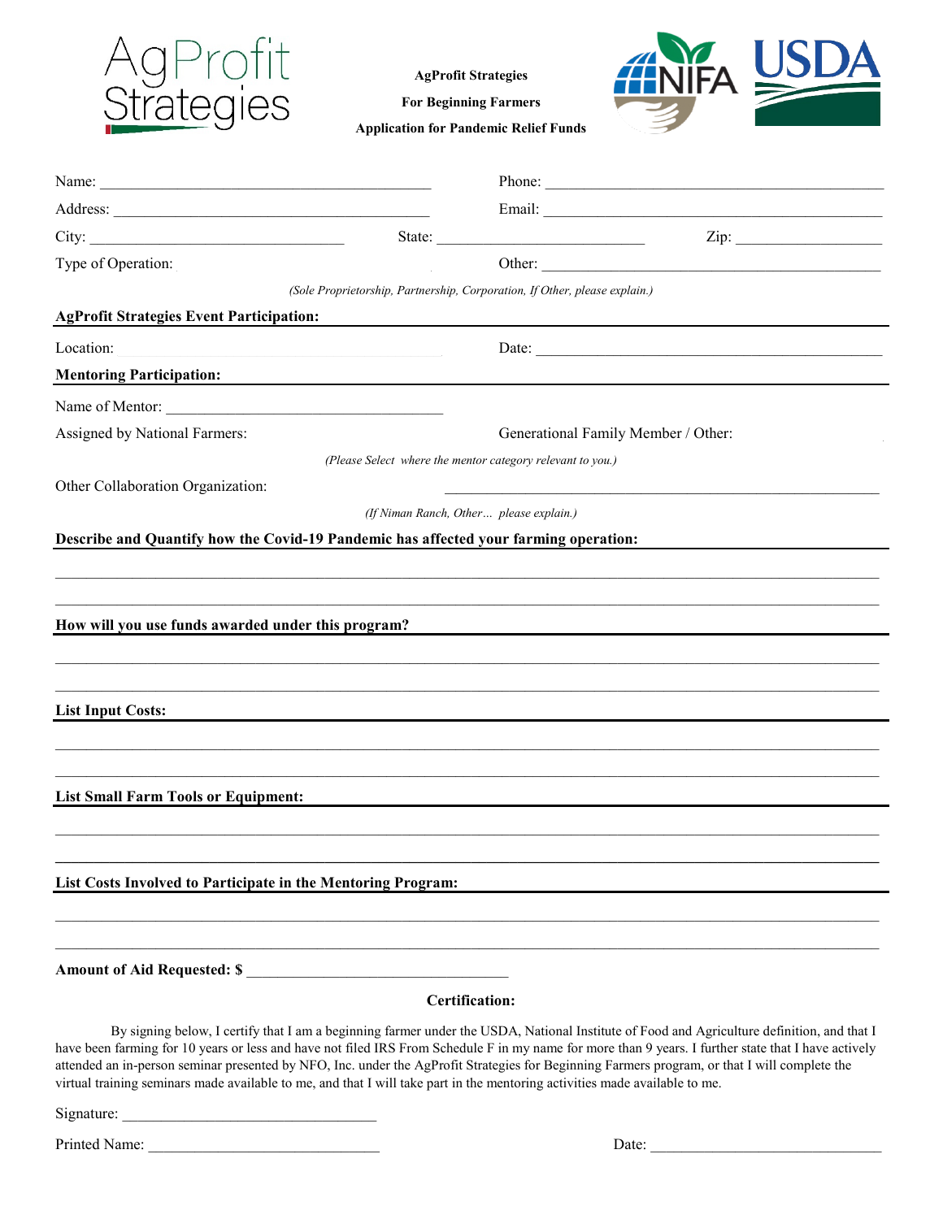**AgProfit Strategies**

**For Beginning Farmers**

**Application for Pandemic Relief Funds**

Name: ___________________________________________ Phone: ___________________________________________

Address: _________________________________________ Email: ____________________________________________

City: _________________________________ State: ___________________________ Zip: ___________________

Type of Operation: Other: ______________________________________________

*(Sole Proprietorship, Partnership, Corporation, If Other, please explain.)*

**AgProfit Strategies Event Participation:**

Location: Date: _______________________________________________

**Mentoring Participation:**

Name of Mentor: _____________________________________

Assigned by National Farmers: Generational Family Member / Other:

*(Please Select where the mentor category relevant to you.)*

Other Collaboration Organization: __________________________________________________________

*(If Niman Ranch, Other… please explain.)*

**Describe and Quantify how the Covid-19 Pandemic has affected your farming operation:**

______________________________________________________________________________________________

______________________________________________________________________________________________

**How will you use funds awarded under this program?**

______________________________________________________________________________________________

______________________________________________________________________________________________

**List Input Costs:**

______________________________________________________________________________________________

______________________________________________________________________________________________

**List Small Farm Tools or Equipment:**

______________________________________________________________________________________________

______________________________________________________________________________________________

**List Costs Involved to Participate in the Mentoring Program:**

______________________________________________________________________________________________

______________________________________________________________________________________________

**Amount of Aid Requested: $** __________________________________

**Certification:**

By signing below, I certify that I am a beginning farmer under the USDA, National Institute of Food and Agriculture definition, and that I have been farming for 10 years or less and have not filed IRS From Schedule F in my name for more than 9 years. I further state that I have actively attended an in-person seminar presented by NFO, Inc. under the AgProfit Strategies for Beginning Farmers program, or that I will complete the virtual training seminars made available to me, and that I will take part in the mentoring activities made available to me.

Signature: _________________________________

Printed Name: ______________________________ Date: ______________________________